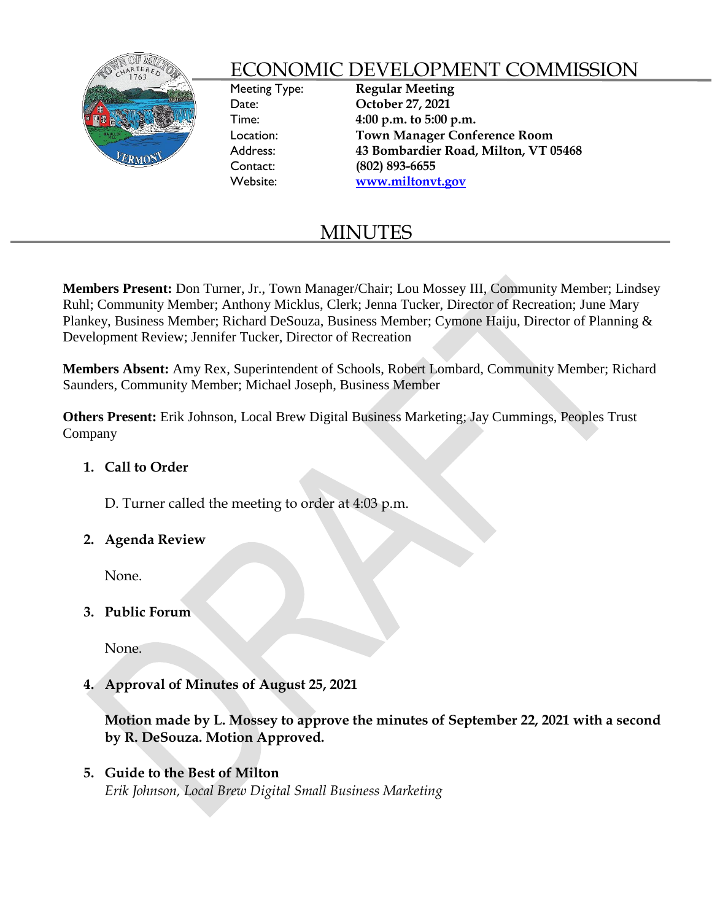# ECONOMIC DEVELOPMENT COMMISSION

Meeting Type: **Regular Meeting**
Date: **October 27, 2021**
Time: **4:00 p.m. to 5:00 p.m.**
Location: **Town Manager Conference Room**
Address: **43 Bombardier Road, Milton, VT 05468**
Contact: **(802) 893-6655**
Website: **www.miltonvt.gov**

## MINUTES

**Members Present:** Don Turner, Jr., Town Manager/Chair; Lou Mossey III, Community Member; Lindsey Ruhl; Community Member; Anthony Micklus, Clerk; Jenna Tucker, Director of Recreation; June Mary Plankey, Business Member; Richard DeSouza, Business Member; Cymone Haiju, Director of Planning & Development Review; Jennifer Tucker, Director of Recreation

**Members Absent:** Amy Rex, Superintendent of Schools, Robert Lombard, Community Member; Richard Saunders, Community Member; Michael Joseph, Business Member

**Others Present:** Erik Johnson, Local Brew Digital Business Marketing; Jay Cummings, Peoples Trust Company

1. **Call to Order**

   D. Turner called the meeting to order at 4:03 p.m.

2. **Agenda Review**

   None.

3. **Public Forum**

   None.

4. **Approval of Minutes of August 25, 2021**

   **Motion made by L. Mossey to approve the minutes of September 22, 2021 with a second by R. DeSouza. Motion Approved.**

5. **Guide to the Best of Milton**
   *Erik Johnson, Local Brew Digital Small Business Marketing*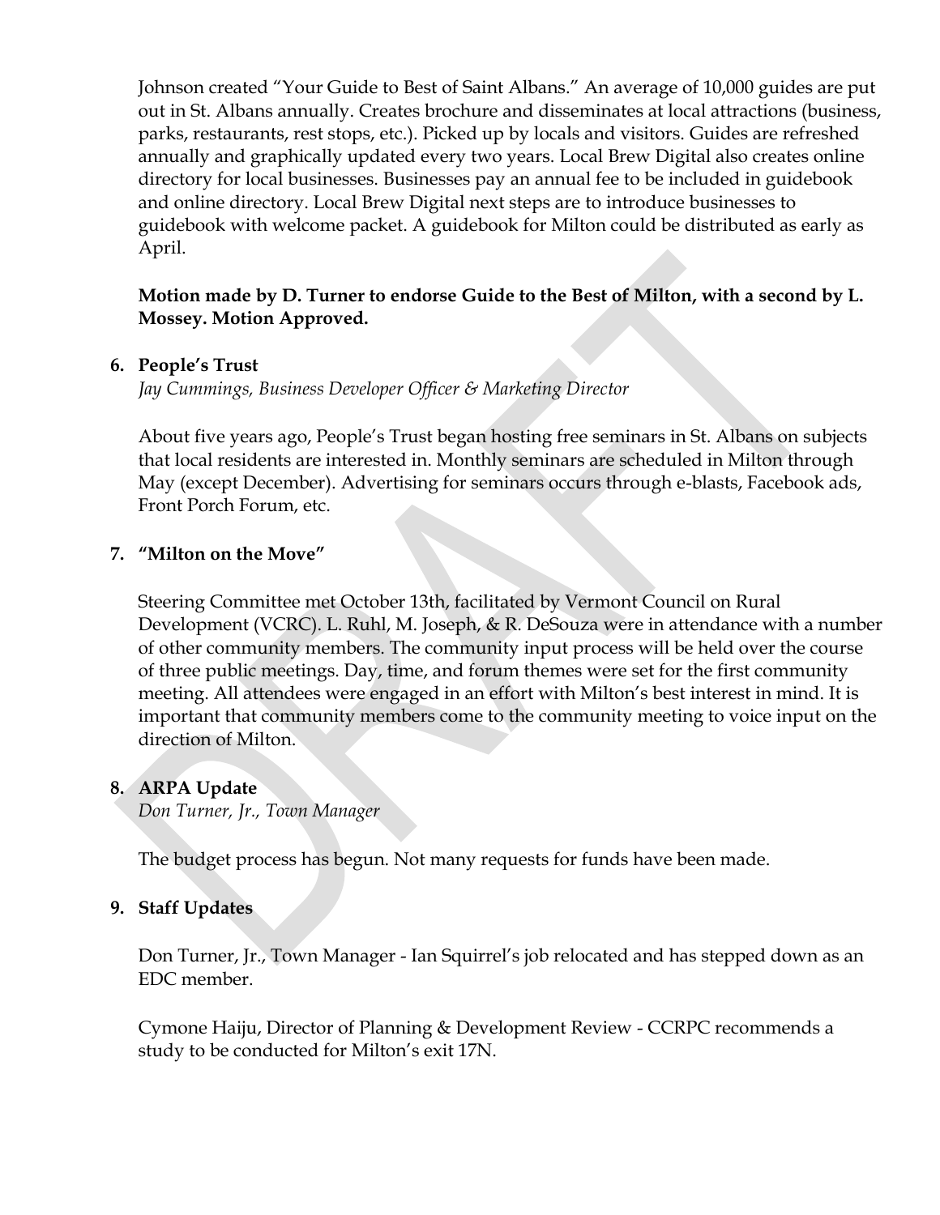Johnson created "Your Guide to Best of Saint Albans." An average of 10,000 guides are put out in St. Albans annually. Creates brochure and disseminates at local attractions (business, parks, restaurants, rest stops, etc.). Picked up by locals and visitors. Guides are refreshed annually and graphically updated every two years. Local Brew Digital also creates online directory for local businesses. Businesses pay an annual fee to be included in guidebook and online directory. Local Brew Digital next steps are to introduce businesses to guidebook with welcome packet. A guidebook for Milton could be distributed as early as April.

**Motion made by D. Turner to endorse Guide to the Best of Milton, with a second by L. Mossey. Motion Approved.**

6. **People's Trust**
   *Jay Cummings, Business Developer Officer & Marketing Director*

   About five years ago, People's Trust began hosting free seminars in St. Albans on subjects that local residents are interested in. Monthly seminars are scheduled in Milton through May (except December). Advertising for seminars occurs through e-blasts, Facebook ads, Front Porch Forum, etc.

7. **"Milton on the Move"**

   Steering Committee met October 13th, facilitated by Vermont Council on Rural Development (VCRC). L. Ruhl, M. Joseph, & R. DeSouza were in attendance with a number of other community members. The community input process will be held over the course of three public meetings. Day, time, and forum themes were set for the first community meeting. All attendees were engaged in an effort with Milton's best interest in mind. It is important that community members come to the community meeting to voice input on the direction of Milton.

8. **ARPA Update**
   *Don Turner, Jr., Town Manager*

   The budget process has begun. Not many requests for funds have been made.

9. **Staff Updates**

   Don Turner, Jr., Town Manager - Ian Squirrel's job relocated and has stepped down as an EDC member.

   Cymone Haiju, Director of Planning & Development Review - CCRPC recommends a study to be conducted for Milton's exit 17N.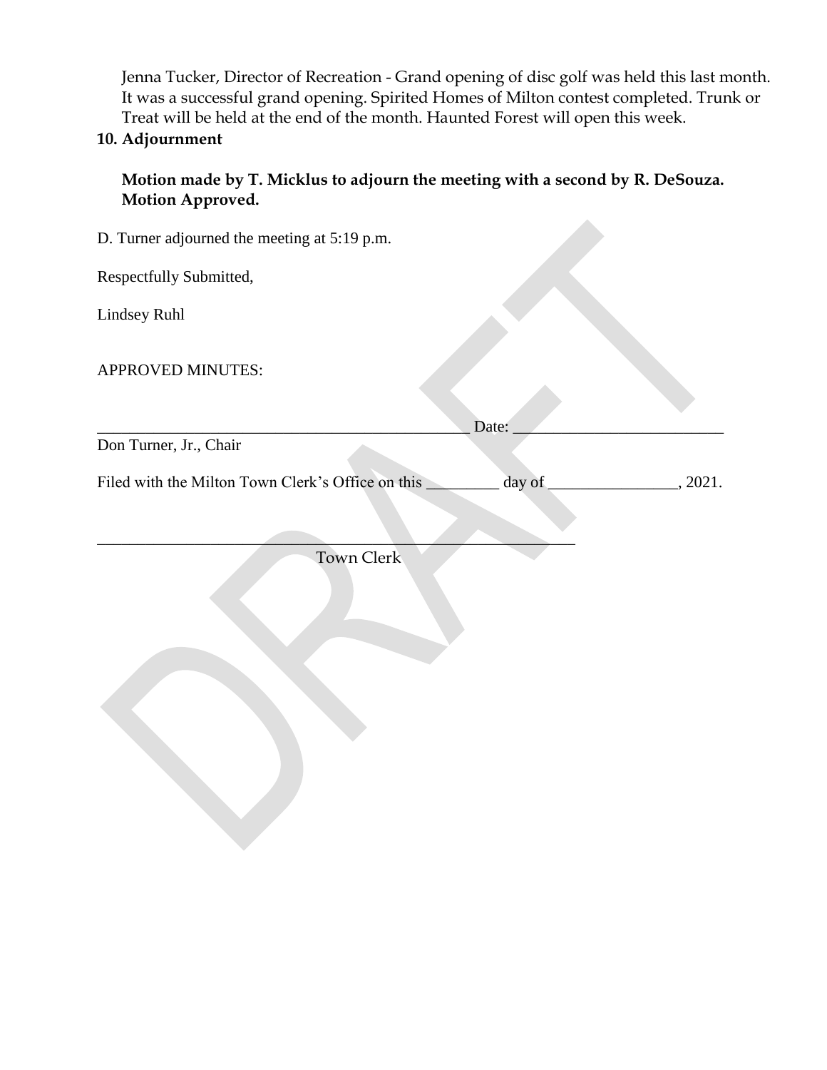Jenna Tucker, Director of Recreation - Grand opening of disc golf was held this last month. It was a successful grand opening. Spirited Homes of Milton contest completed. Trunk or Treat will be held at the end of the month. Haunted Forest will open this week.

**10. Adjournment**

**Motion made by T. Micklus to adjourn the meeting with a second by R. DeSouza. Motion Approved.**

D. Turner adjourned the meeting at 5:19 p.m.

Respectfully Submitted,

Lindsey Ruhl

APPROVED MINUTES:

_________________________________________________ Date: ___________________________

Don Turner, Jr., Chair

Filed with the Milton Town Clerk's Office on this _________ day of ________________, 2021.

______________________________________________________________

Town Clerk

DRAFT